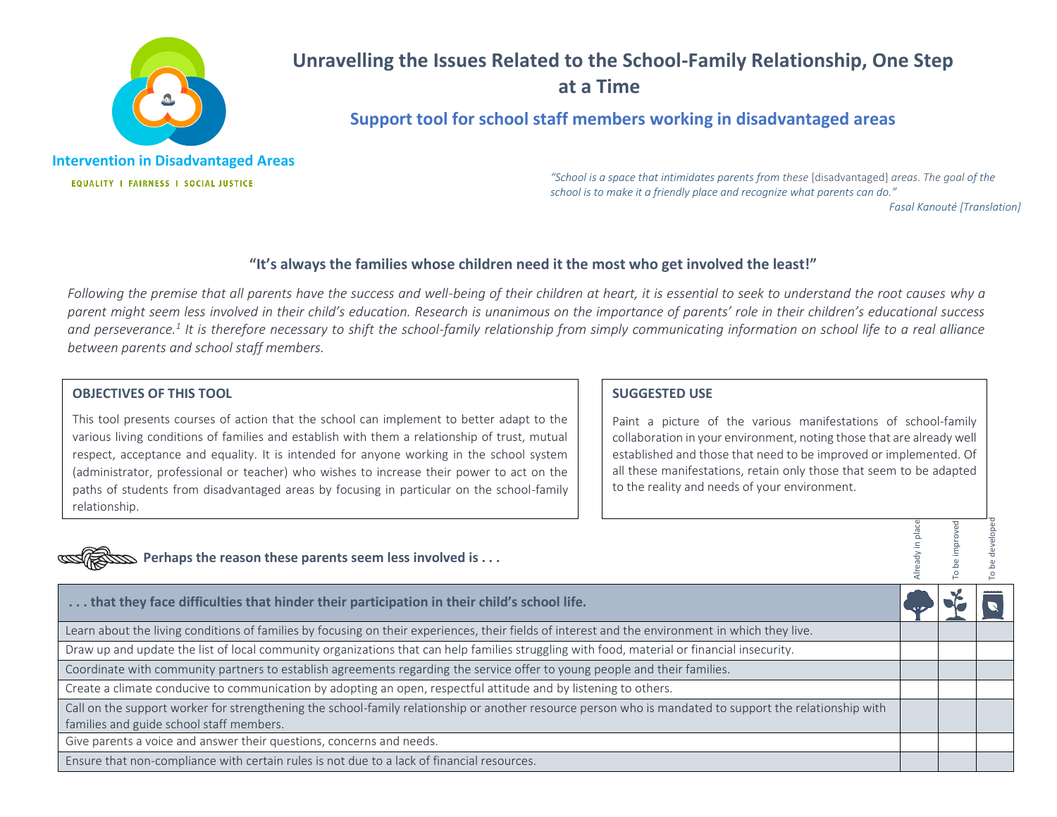Intervention in Disadvantaged Areas

EQUALITY I FAIRNESS I SOCIAL JUSTICE

# Unravelling the Issues Related to the School-Family Relationship, One Step at a Time

## Support tool for school staff members working in disadvantaged areas

*"School is a space that intimidates parents from these* [disadvantaged] *areas. The goal of the school is to make it a friendly place and recognize what parents can do."*

*Fasal Kanouté [Translation]*

### "It's always the families whose children need it the most who get involved the least!"

*Following the premise that all parents have the success and well-being of their children at heart, it is essential to seek to understand the root causes why a parent might seem less involved in their child's education. Research is unanimous on the importance of parents' role in their children's educational success and perseverance.[1] It is therefore necessary to shift the school-family relationship from simply communicating information on school life to a real alliance between parents and school staff members.*

**OBJECTIVES OF THIS TOOL**

This tool presents courses of action that the school can implement to better adapt to the various living conditions of families and establish with them a relationship of trust, mutual respect, acceptance and equality. It is intended for anyone working in the school system (administrator, professional or teacher) who wishes to increase their power to act on the paths of students from disadvantaged areas by focusing in particular on the school-family relationship.

**SUGGESTED USE**

Paint a picture of the various manifestations of school-family collaboration in your environment, noting those that are already well established and those that need to be improved or implemented. Of all these manifestations, retain only those that seem to be adapted to the reality and needs of your environment.

**Perhaps the reason these parents seem less involved is . . .**

| **. . . that they face difficulties that hinder their participation in their child's school life.** | Already in place | To be improved | To be developed |
|---|---|---|---|
| Learn about the living conditions of families by focusing on their experiences, their fields of interest and the environment in which they live. | | | |
| Draw up and update the list of local community organizations that can help families struggling with food, material or financial insecurity. | | | |
| Coordinate with community partners to establish agreements regarding the service offer to young people and their families. | | | |
| Create a climate conducive to communication by adopting an open, respectful attitude and by listening to others. | | | |
| Call on the support worker for strengthening the school-family relationship or another resource person who is mandated to support the relationship with families and guide school staff members. | | | |
| Give parents a voice and answer their questions, concerns and needs. | | | |
| Ensure that non-compliance with certain rules is not due to a lack of financial resources. | | | |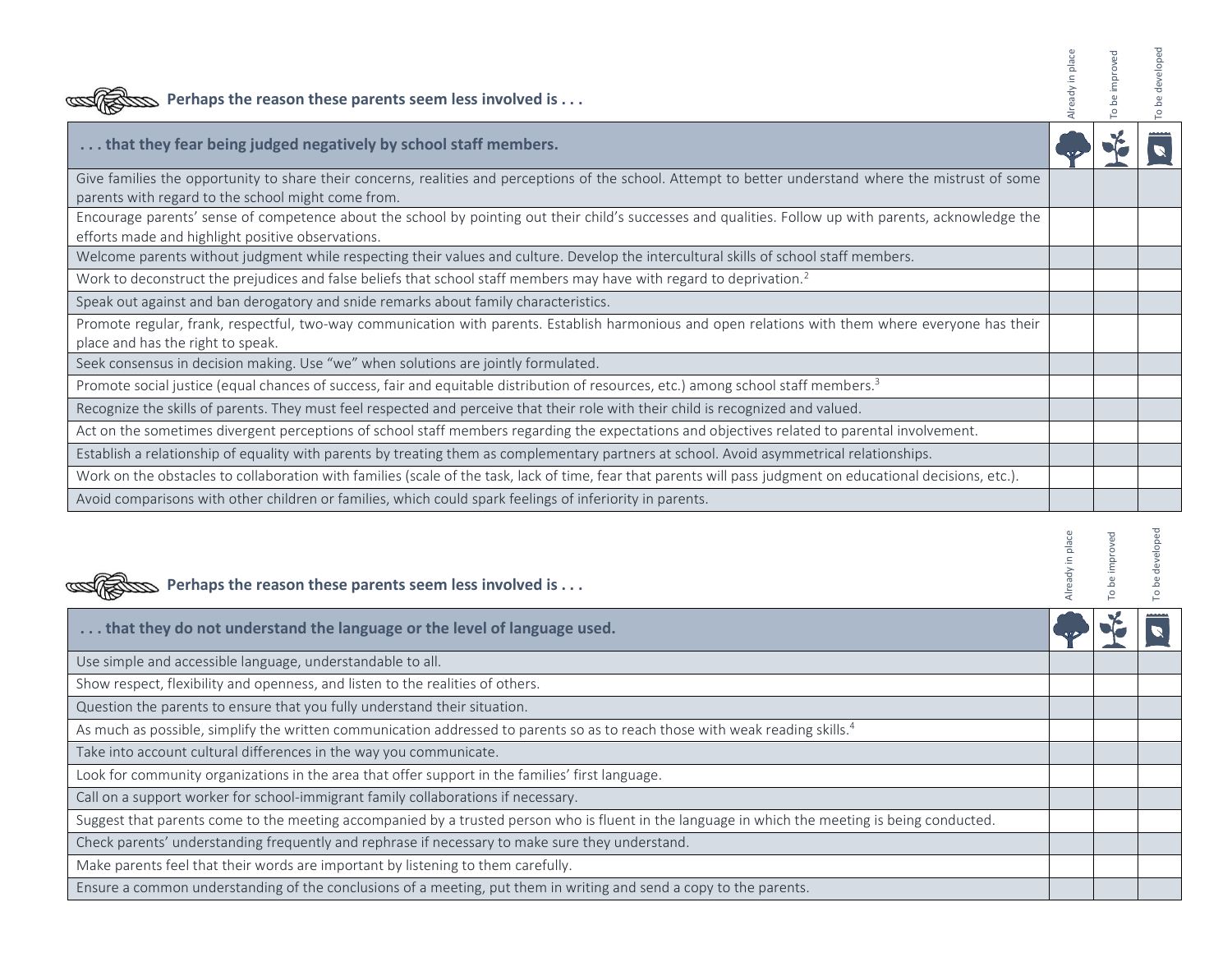### Perhaps the reason these parents seem less involved is . . .

| . . . that they fear being judged negatively by school staff members. | Already in place | To be improved | To be developed |
|---|---|---|---|
| Give families the opportunity to share their concerns, realities and perceptions of the school. Attempt to better understand where the mistrust of some parents with regard to the school might come from. | | | |
| Encourage parents' sense of competence about the school by pointing out their child's successes and qualities. Follow up with parents, acknowledge the efforts made and highlight positive observations. | | | |
| Welcome parents without judgment while respecting their values and culture. Develop the intercultural skills of school staff members. | | | |
| Work to deconstruct the prejudices and false beliefs that school staff members may have with regard to deprivation.[2] | | | |
| Speak out against and ban derogatory and snide remarks about family characteristics. | | | |
| Promote regular, frank, respectful, two-way communication with parents. Establish harmonious and open relations with them where everyone has their place and has the right to speak. | | | |
| Seek consensus in decision making. Use "we" when solutions are jointly formulated. | | | |
| Promote social justice (equal chances of success, fair and equitable distribution of resources, etc.) among school staff members.[3] | | | |
| Recognize the skills of parents. They must feel respected and perceive that their role with their child is recognized and valued. | | | |
| Act on the sometimes divergent perceptions of school staff members regarding the expectations and objectives related to parental involvement. | | | |
| Establish a relationship of equality with parents by treating them as complementary partners at school. Avoid asymmetrical relationships. | | | |
| Work on the obstacles to collaboration with families (scale of the task, lack of time, fear that parents will pass judgment on educational decisions, etc.). | | | |
| Avoid comparisons with other children or families, which could spark feelings of inferiority in parents. | | | |

### Perhaps the reason these parents seem less involved is . . .

| . . . that they do not understand the language or the level of language used. | Already in place | To be improved | To be developed |
|---|---|---|---|
| Use simple and accessible language, understandable to all. | | | |
| Show respect, flexibility and openness, and listen to the realities of others. | | | |
| Question the parents to ensure that you fully understand their situation. | | | |
| As much as possible, simplify the written communication addressed to parents so as to reach those with weak reading skills.[4] | | | |
| Take into account cultural differences in the way you communicate. | | | |
| Look for community organizations in the area that offer support in the families' first language. | | | |
| Call on a support worker for school-immigrant family collaborations if necessary. | | | |
| Suggest that parents come to the meeting accompanied by a trusted person who is fluent in the language in which the meeting is being conducted. | | | |
| Check parents' understanding frequently and rephrase if necessary to make sure they understand. | | | |
| Make parents feel that their words are important by listening to them carefully. | | | |
| Ensure a common understanding of the conclusions of a meeting, put them in writing and send a copy to the parents. | | | |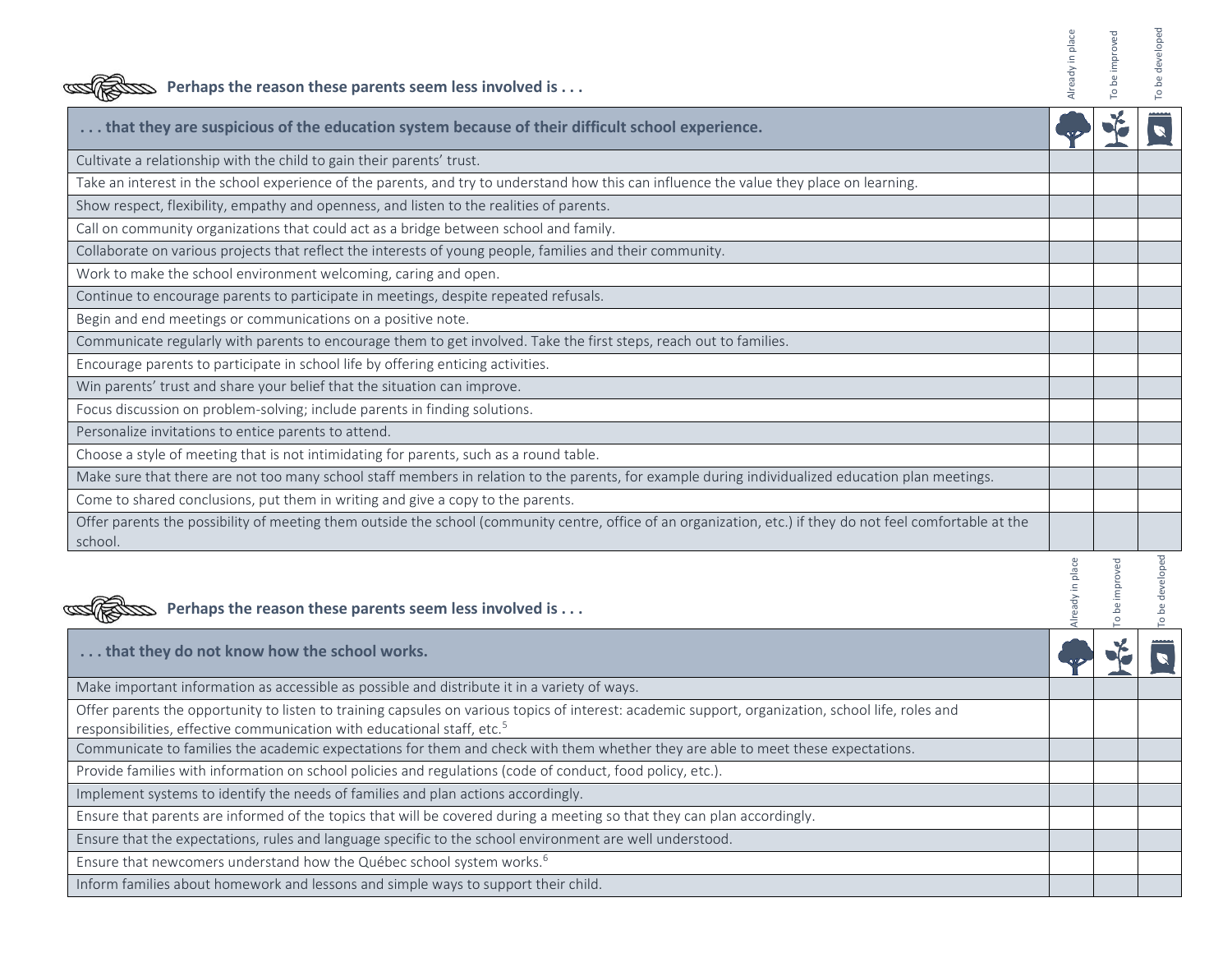### Perhaps the reason these parents seem less involved is . . .

| . . . that they are suspicious of the education system because of their difficult school experience. | Already in place | To be improved | To be developed |
|---|---|---|---|
| Cultivate a relationship with the child to gain their parents' trust. | | | |
| Take an interest in the school experience of the parents, and try to understand how this can influence the value they place on learning. | | | |
| Show respect, flexibility, empathy and openness, and listen to the realities of parents. | | | |
| Call on community organizations that could act as a bridge between school and family. | | | |
| Collaborate on various projects that reflect the interests of young people, families and their community. | | | |
| Work to make the school environment welcoming, caring and open. | | | |
| Continue to encourage parents to participate in meetings, despite repeated refusals. | | | |
| Begin and end meetings or communications on a positive note. | | | |
| Communicate regularly with parents to encourage them to get involved. Take the first steps, reach out to families. | | | |
| Encourage parents to participate in school life by offering enticing activities. | | | |
| Win parents' trust and share your belief that the situation can improve. | | | |
| Focus discussion on problem-solving; include parents in finding solutions. | | | |
| Personalize invitations to entice parents to attend. | | | |
| Choose a style of meeting that is not intimidating for parents, such as a round table. | | | |
| Make sure that there are not too many school staff members in relation to the parents, for example during individualized education plan meetings. | | | |
| Come to shared conclusions, put them in writing and give a copy to the parents. | | | |
| Offer parents the possibility of meeting them outside the school (community centre, office of an organization, etc.) if they do not feel comfortable at the school. | | | |

### Perhaps the reason these parents seem less involved is . . .

| . . . that they do not know how the school works. | Already in place | To be improved | To be developed |
|---|---|---|---|
| Make important information as accessible as possible and distribute it in a variety of ways. | | | |
| Offer parents the opportunity to listen to training capsules on various topics of interest: academic support, organization, school life, roles and responsibilities, effective communication with educational staff, etc.[5] | | | |
| Communicate to families the academic expectations for them and check with them whether they are able to meet these expectations. | | | |
| Provide families with information on school policies and regulations (code of conduct, food policy, etc.). | | | |
| Implement systems to identify the needs of families and plan actions accordingly. | | | |
| Ensure that parents are informed of the topics that will be covered during a meeting so that they can plan accordingly. | | | |
| Ensure that the expectations, rules and language specific to the school environment are well understood. | | | |
| Ensure that newcomers understand how the Québec school system works.[6] | | | |
| Inform families about homework and lessons and simple ways to support their child. | | | |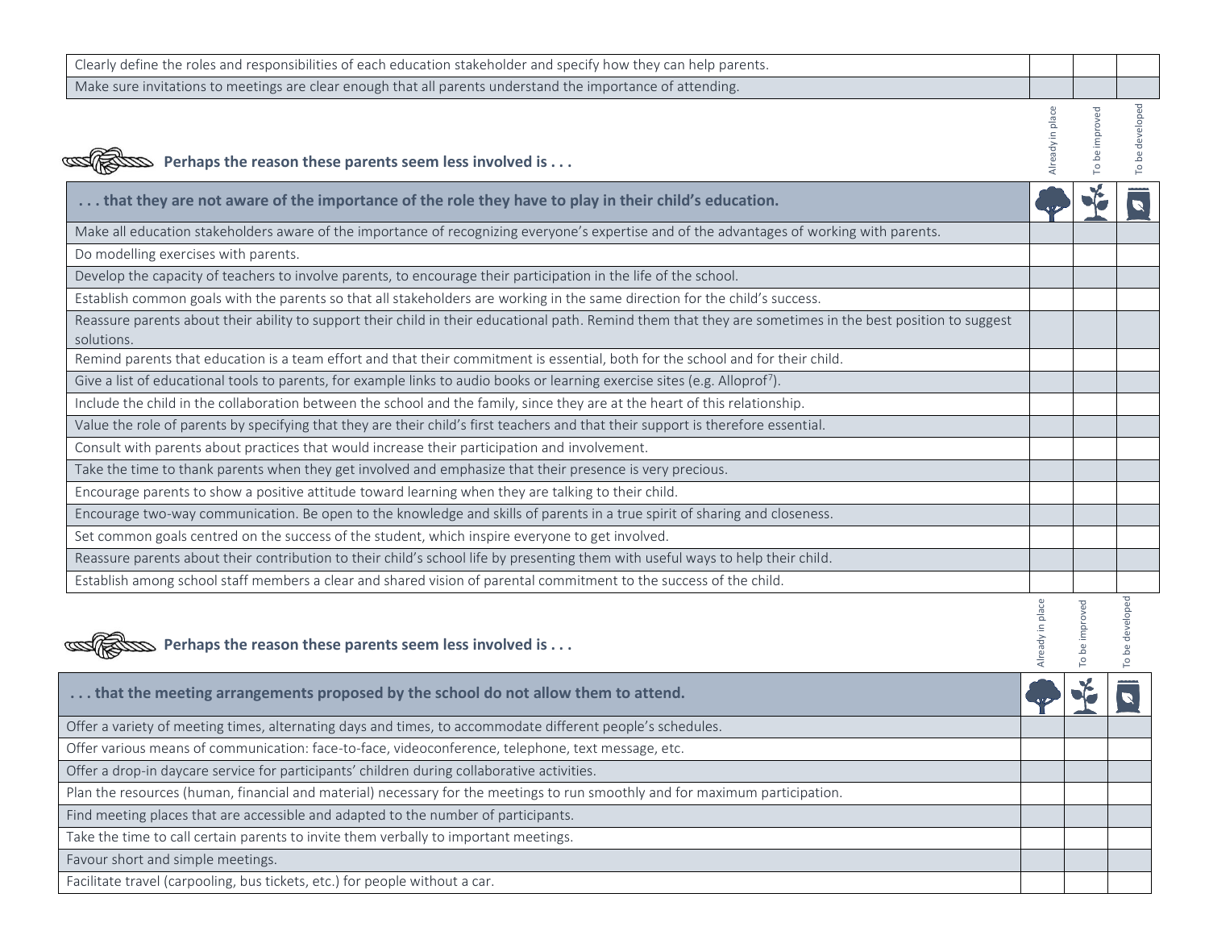| | | | |
|---|---|---|---|
| Clearly define the roles and responsibilities of each education stakeholder and specify how they can help parents. | | | |
| Make sure invitations to meetings are clear enough that all parents understand the importance of attending. | | | |

### Perhaps the reason these parents seem less involved is . . .

| **. . . that they are not aware of the importance of the role they have to play in their child's education.** | Already in place | To be improved | To be developed |
|---|---|---|---|
| Make all education stakeholders aware of the importance of recognizing everyone's expertise and of the advantages of working with parents. | | | |
| Do modelling exercises with parents. | | | |
| Develop the capacity of teachers to involve parents, to encourage their participation in the life of the school. | | | |
| Establish common goals with the parents so that all stakeholders are working in the same direction for the child's success. | | | |
| Reassure parents about their ability to support their child in their educational path. Remind them that they are sometimes in the best position to suggest solutions. | | | |
| Remind parents that education is a team effort and that their commitment is essential, both for the school and for their child. | | | |
| Give a list of educational tools to parents, for example links to audio books or learning exercise sites (e.g. Alloprof[7]). | | | |
| Include the child in the collaboration between the school and the family, since they are at the heart of this relationship. | | | |
| Value the role of parents by specifying that they are their child's first teachers and that their support is therefore essential. | | | |
| Consult with parents about practices that would increase their participation and involvement. | | | |
| Take the time to thank parents when they get involved and emphasize that their presence is very precious. | | | |
| Encourage parents to show a positive attitude toward learning when they are talking to their child. | | | |
| Encourage two-way communication. Be open to the knowledge and skills of parents in a true spirit of sharing and closeness. | | | |
| Set common goals centred on the success of the student, which inspire everyone to get involved. | | | |
| Reassure parents about their contribution to their child's school life by presenting them with useful ways to help their child. | | | |
| Establish among school staff members a clear and shared vision of parental commitment to the success of the child. | | | |

### Perhaps the reason these parents seem less involved is . . .

| **. . . that the meeting arrangements proposed by the school do not allow them to attend.** | Already in place | To be improved | To be developed |
|---|---|---|---|
| Offer a variety of meeting times, alternating days and times, to accommodate different people's schedules. | | | |
| Offer various means of communication: face-to-face, videoconference, telephone, text message, etc. | | | |
| Offer a drop-in daycare service for participants' children during collaborative activities. | | | |
| Plan the resources (human, financial and material) necessary for the meetings to run smoothly and for maximum participation. | | | |
| Find meeting places that are accessible and adapted to the number of participants. | | | |
| Take the time to call certain parents to invite them verbally to important meetings. | | | |
| Favour short and simple meetings. | | | |
| Facilitate travel (carpooling, bus tickets, etc.) for people without a car. | | | |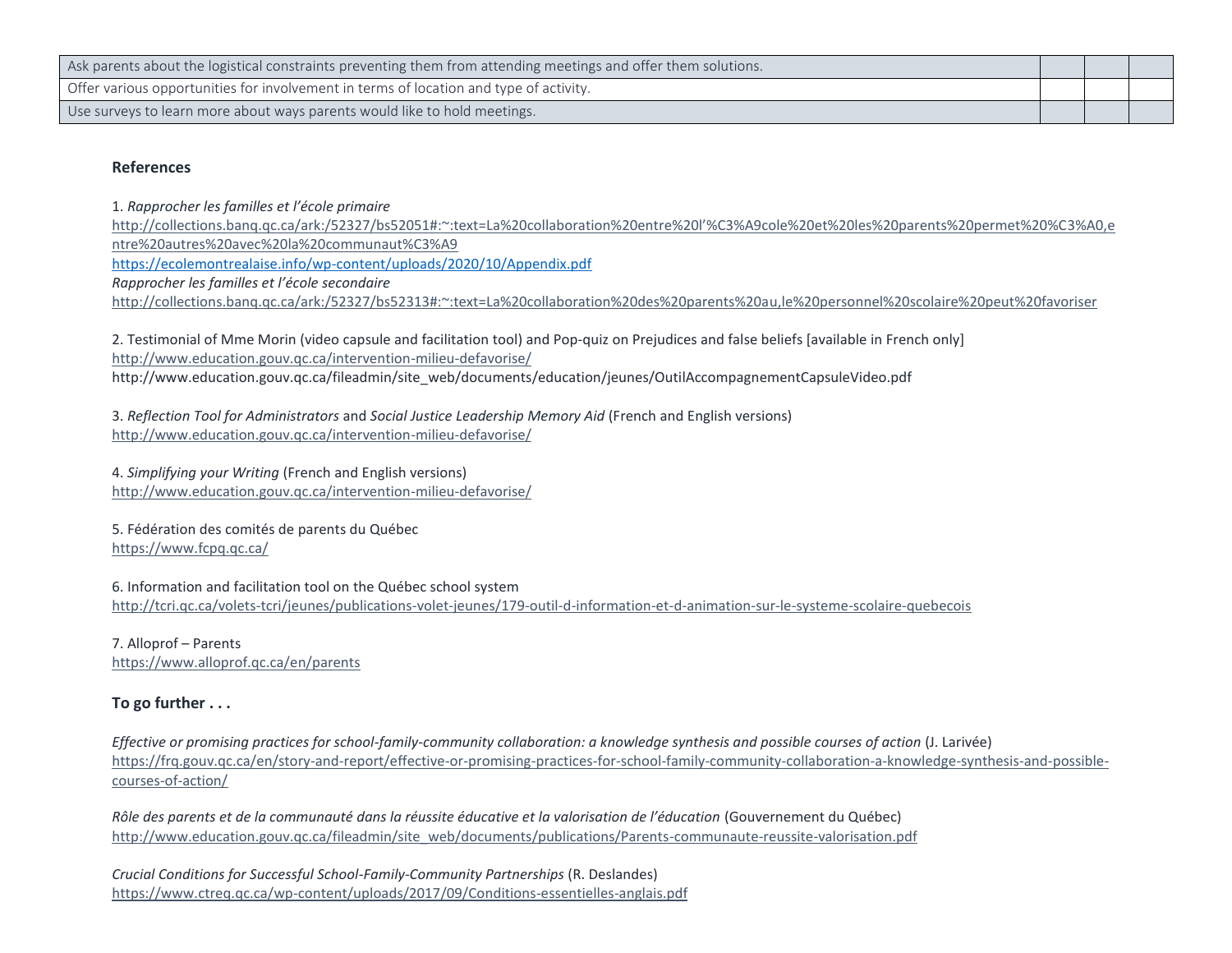| | | | |
|---|---|---|---|
| Ask parents about the logistical constraints preventing them from attending meetings and offer them solutions. | | | |
| Offer various opportunities for involvement in terms of location and type of activity. | | | |
| Use surveys to learn more about ways parents would like to hold meetings. | | | |

**References**

1. *Rapprocher les familles et l'école primaire*
http://collections.banq.qc.ca/ark:/52327/bs52051#:~:text=La%20collaboration%20entre%20l'%C3%A9cole%20et%20les%20parents%20permet%20%C3%A0,entre%20autres%20avec%20la%20communaut%C3%A9
https://ecolemontrealaise.info/wp-content/uploads/2020/10/Appendix.pdf
*Rapprocher les familles et l'école secondaire*
http://collections.banq.qc.ca/ark:/52327/bs52313#:~:text=La%20collaboration%20des%20parents%20au,le%20personnel%20scolaire%20peut%20favoriser

2. Testimonial of Mme Morin (video capsule and facilitation tool) and Pop-quiz on Prejudices and false beliefs [available in French only]
http://www.education.gouv.qc.ca/intervention-milieu-defavorise/
http://www.education.gouv.qc.ca/fileadmin/site_web/documents/education/jeunes/OutilAccompagnementCapsuleVideo.pdf

3. *Reflection Tool for Administrators* and *Social Justice Leadership Memory Aid* (French and English versions)
http://www.education.gouv.qc.ca/intervention-milieu-defavorise/

4. *Simplifying your Writing* (French and English versions)
http://www.education.gouv.qc.ca/intervention-milieu-defavorise/

5. Fédération des comités de parents du Québec
https://www.fcpq.qc.ca/

6. Information and facilitation tool on the Québec school system
http://tcri.qc.ca/volets-tcri/jeunes/publications-volet-jeunes/179-outil-d-information-et-d-animation-sur-le-systeme-scolaire-quebecois

7. Alloprof – Parents
https://www.alloprof.qc.ca/en/parents

**To go further . . .**

*Effective or promising practices for school-family-community collaboration: a knowledge synthesis and possible courses of action* (J. Larivée)
https://frq.gouv.qc.ca/en/story-and-report/effective-or-promising-practices-for-school-family-community-collaboration-a-knowledge-synthesis-and-possible-courses-of-action/

*Rôle des parents et de la communauté dans la réussite éducative et la valorisation de l'éducation* (Gouvernement du Québec)
http://www.education.gouv.qc.ca/fileadmin/site_web/documents/publications/Parents-communaute-reussite-valorisation.pdf

*Crucial Conditions for Successful School-Family-Community Partnerships* (R. Deslandes)
https://www.ctreq.qc.ca/wp-content/uploads/2017/09/Conditions-essentielles-anglais.pdf